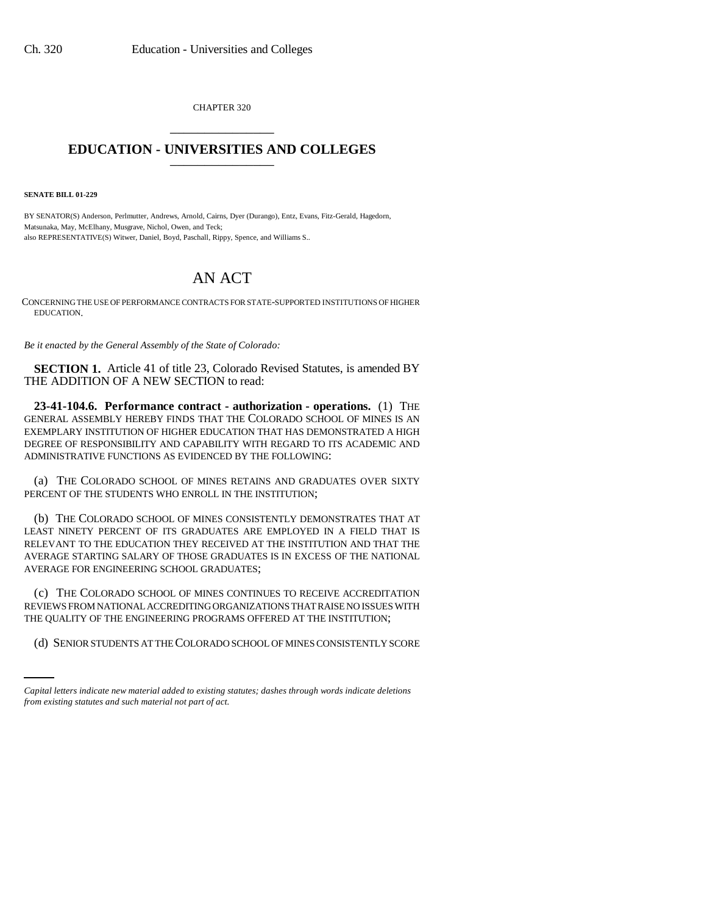CHAPTER 320

# EDUCATION - UNIVERSITIES AND COLLEGES

**SENATE BILL 01-229**

BY SENATOR(S) Anderson, Perlmutter, Andrews, Arnold, Cairns, Dyer (Durango), Entz, Evans, Fitz-Gerald, Hagedorn, Matsunaka, May, McElhany, Musgrave, Nichol, Owen, and Teck;
also REPRESENTATIVE(S) Witwer, Daniel, Boyd, Paschall, Rippy, Spence, and Williams S..

## AN ACT

CONCERNING THE USE OF PERFORMANCE CONTRACTS FOR STATE-SUPPORTED INSTITUTIONS OF HIGHER EDUCATION.

*Be it enacted by the General Assembly of the State of Colorado:*

**SECTION 1.** Article 41 of title 23, Colorado Revised Statutes, is amended BY THE ADDITION OF A NEW SECTION to read:

**23-41-104.6. Performance contract - authorization - operations.** (1) THE GENERAL ASSEMBLY HEREBY FINDS THAT THE COLORADO SCHOOL OF MINES IS AN EXEMPLARY INSTITUTION OF HIGHER EDUCATION THAT HAS DEMONSTRATED A HIGH DEGREE OF RESPONSIBILITY AND CAPABILITY WITH REGARD TO ITS ACADEMIC AND ADMINISTRATIVE FUNCTIONS AS EVIDENCED BY THE FOLLOWING:

(a) THE COLORADO SCHOOL OF MINES RETAINS AND GRADUATES OVER SIXTY PERCENT OF THE STUDENTS WHO ENROLL IN THE INSTITUTION;

(b) THE COLORADO SCHOOL OF MINES CONSISTENTLY DEMONSTRATES THAT AT LEAST NINETY PERCENT OF ITS GRADUATES ARE EMPLOYED IN A FIELD THAT IS RELEVANT TO THE EDUCATION THEY RECEIVED AT THE INSTITUTION AND THAT THE AVERAGE STARTING SALARY OF THOSE GRADUATES IS IN EXCESS OF THE NATIONAL AVERAGE FOR ENGINEERING SCHOOL GRADUATES;

(c) THE COLORADO SCHOOL OF MINES CONTINUES TO RECEIVE ACCREDITATION REVIEWS FROM NATIONAL ACCREDITING ORGANIZATIONS THAT RAISE NO ISSUES WITH THE QUALITY OF THE ENGINEERING PROGRAMS OFFERED AT THE INSTITUTION;

(d) SENIOR STUDENTS AT THE COLORADO SCHOOL OF MINES CONSISTENTLY SCORE

*Capital letters indicate new material added to existing statutes; dashes through words indicate deletions from existing statutes and such material not part of act.*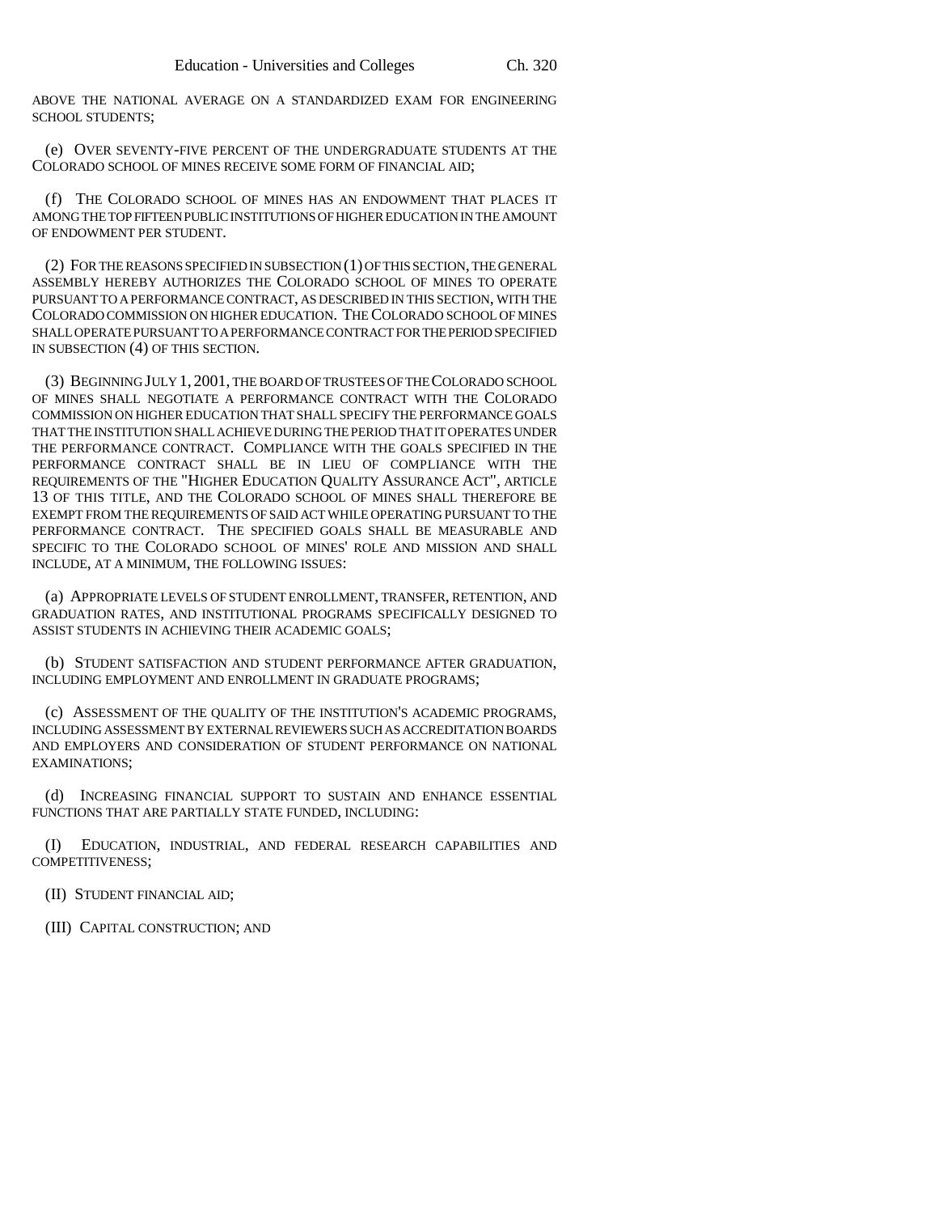ABOVE THE NATIONAL AVERAGE ON A STANDARDIZED EXAM FOR ENGINEERING SCHOOL STUDENTS;

(e) OVER SEVENTY-FIVE PERCENT OF THE UNDERGRADUATE STUDENTS AT THE COLORADO SCHOOL OF MINES RECEIVE SOME FORM OF FINANCIAL AID;

(f) THE COLORADO SCHOOL OF MINES HAS AN ENDOWMENT THAT PLACES IT AMONG THE TOP FIFTEEN PUBLIC INSTITUTIONS OF HIGHER EDUCATION IN THE AMOUNT OF ENDOWMENT PER STUDENT.

(2) FOR THE REASONS SPECIFIED IN SUBSECTION (1) OF THIS SECTION, THE GENERAL ASSEMBLY HEREBY AUTHORIZES THE COLORADO SCHOOL OF MINES TO OPERATE PURSUANT TO A PERFORMANCE CONTRACT, AS DESCRIBED IN THIS SECTION, WITH THE COLORADO COMMISSION ON HIGHER EDUCATION. THE COLORADO SCHOOL OF MINES SHALL OPERATE PURSUANT TO A PERFORMANCE CONTRACT FOR THE PERIOD SPECIFIED IN SUBSECTION (4) OF THIS SECTION.

(3) BEGINNING JULY 1, 2001, THE BOARD OF TRUSTEES OF THE COLORADO SCHOOL OF MINES SHALL NEGOTIATE A PERFORMANCE CONTRACT WITH THE COLORADO COMMISSION ON HIGHER EDUCATION THAT SHALL SPECIFY THE PERFORMANCE GOALS THAT THE INSTITUTION SHALL ACHIEVE DURING THE PERIOD THAT IT OPERATES UNDER THE PERFORMANCE CONTRACT. COMPLIANCE WITH THE GOALS SPECIFIED IN THE PERFORMANCE CONTRACT SHALL BE IN LIEU OF COMPLIANCE WITH THE REQUIREMENTS OF THE "HIGHER EDUCATION QUALITY ASSURANCE ACT", ARTICLE 13 OF THIS TITLE, AND THE COLORADO SCHOOL OF MINES SHALL THEREFORE BE EXEMPT FROM THE REQUIREMENTS OF SAID ACT WHILE OPERATING PURSUANT TO THE PERFORMANCE CONTRACT. THE SPECIFIED GOALS SHALL BE MEASURABLE AND SPECIFIC TO THE COLORADO SCHOOL OF MINES' ROLE AND MISSION AND SHALL INCLUDE, AT A MINIMUM, THE FOLLOWING ISSUES:

(a) APPROPRIATE LEVELS OF STUDENT ENROLLMENT, TRANSFER, RETENTION, AND GRADUATION RATES, AND INSTITUTIONAL PROGRAMS SPECIFICALLY DESIGNED TO ASSIST STUDENTS IN ACHIEVING THEIR ACADEMIC GOALS;

(b) STUDENT SATISFACTION AND STUDENT PERFORMANCE AFTER GRADUATION, INCLUDING EMPLOYMENT AND ENROLLMENT IN GRADUATE PROGRAMS;

(c) ASSESSMENT OF THE QUALITY OF THE INSTITUTION'S ACADEMIC PROGRAMS, INCLUDING ASSESSMENT BY EXTERNAL REVIEWERS SUCH AS ACCREDITATION BOARDS AND EMPLOYERS AND CONSIDERATION OF STUDENT PERFORMANCE ON NATIONAL EXAMINATIONS;

(d) INCREASING FINANCIAL SUPPORT TO SUSTAIN AND ENHANCE ESSENTIAL FUNCTIONS THAT ARE PARTIALLY STATE FUNDED, INCLUDING:

(I) EDUCATION, INDUSTRIAL, AND FEDERAL RESEARCH CAPABILITIES AND COMPETITIVENESS;

(II) STUDENT FINANCIAL AID;

(III) CAPITAL CONSTRUCTION; AND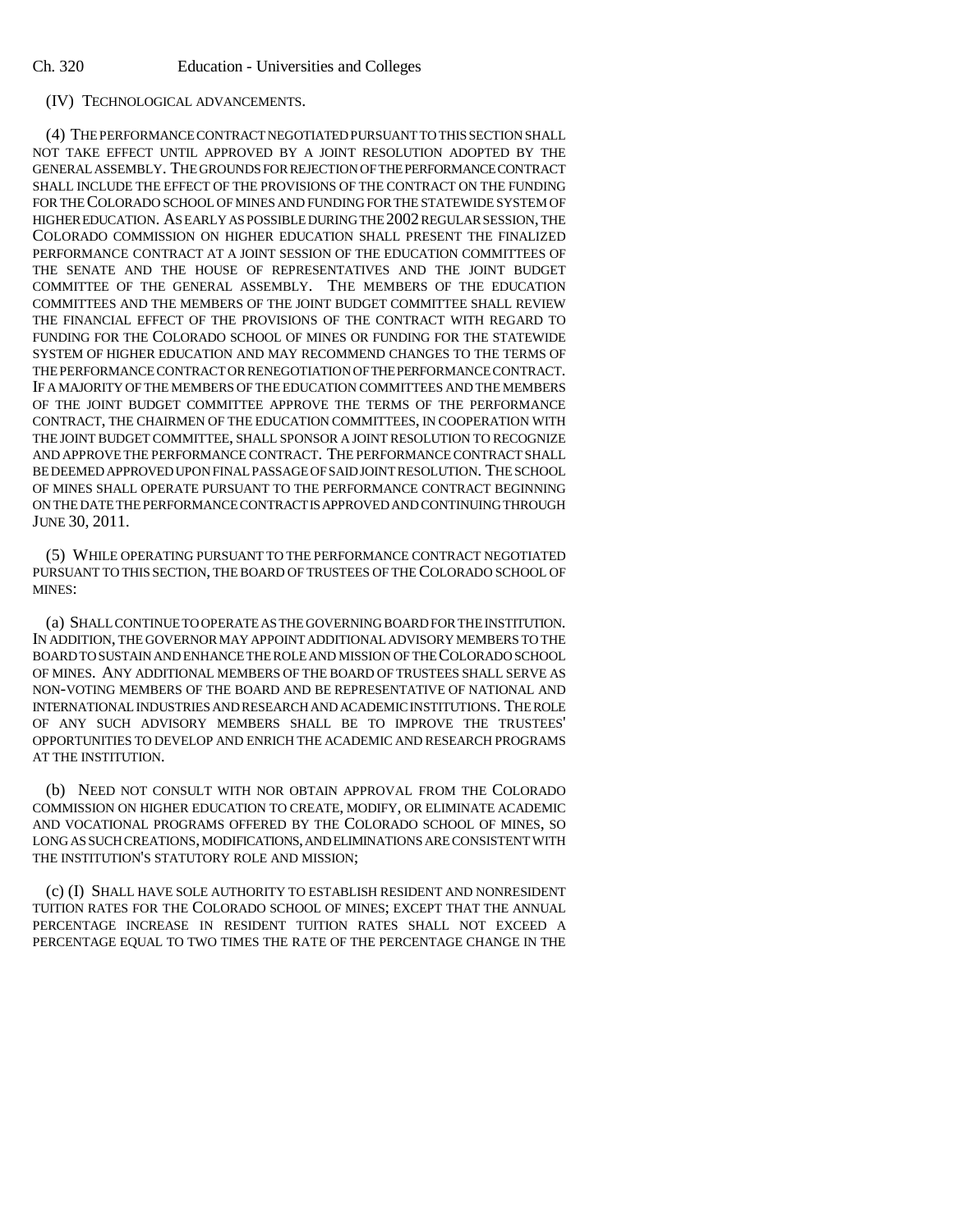(IV) TECHNOLOGICAL ADVANCEMENTS.

(4) THE PERFORMANCE CONTRACT NEGOTIATED PURSUANT TO THIS SECTION SHALL NOT TAKE EFFECT UNTIL APPROVED BY A JOINT RESOLUTION ADOPTED BY THE GENERAL ASSEMBLY. THE GROUNDS FOR REJECTION OF THE PERFORMANCE CONTRACT SHALL INCLUDE THE EFFECT OF THE PROVISIONS OF THE CONTRACT ON THE FUNDING FOR THE COLORADO SCHOOL OF MINES AND FUNDING FOR THE STATEWIDE SYSTEM OF HIGHER EDUCATION. AS EARLY AS POSSIBLE DURING THE 2002 REGULAR SESSION, THE COLORADO COMMISSION ON HIGHER EDUCATION SHALL PRESENT THE FINALIZED PERFORMANCE CONTRACT AT A JOINT SESSION OF THE EDUCATION COMMITTEES OF THE SENATE AND THE HOUSE OF REPRESENTATIVES AND THE JOINT BUDGET COMMITTEE OF THE GENERAL ASSEMBLY. THE MEMBERS OF THE EDUCATION COMMITTEES AND THE MEMBERS OF THE JOINT BUDGET COMMITTEE SHALL REVIEW THE FINANCIAL EFFECT OF THE PROVISIONS OF THE CONTRACT WITH REGARD TO FUNDING FOR THE COLORADO SCHOOL OF MINES OR FUNDING FOR THE STATEWIDE SYSTEM OF HIGHER EDUCATION AND MAY RECOMMEND CHANGES TO THE TERMS OF THE PERFORMANCE CONTRACT OR RENEGOTIATION OF THE PERFORMANCE CONTRACT. IF A MAJORITY OF THE MEMBERS OF THE EDUCATION COMMITTEES AND THE MEMBERS OF THE JOINT BUDGET COMMITTEE APPROVE THE TERMS OF THE PERFORMANCE CONTRACT, THE CHAIRMEN OF THE EDUCATION COMMITTEES, IN COOPERATION WITH THE JOINT BUDGET COMMITTEE, SHALL SPONSOR A JOINT RESOLUTION TO RECOGNIZE AND APPROVE THE PERFORMANCE CONTRACT. THE PERFORMANCE CONTRACT SHALL BE DEEMED APPROVED UPON FINAL PASSAGE OF SAID JOINT RESOLUTION. THE SCHOOL OF MINES SHALL OPERATE PURSUANT TO THE PERFORMANCE CONTRACT BEGINNING ON THE DATE THE PERFORMANCE CONTRACT IS APPROVED AND CONTINUING THROUGH JUNE 30, 2011.

(5) WHILE OPERATING PURSUANT TO THE PERFORMANCE CONTRACT NEGOTIATED PURSUANT TO THIS SECTION, THE BOARD OF TRUSTEES OF THE COLORADO SCHOOL OF MINES:

(a) SHALL CONTINUE TO OPERATE AS THE GOVERNING BOARD FOR THE INSTITUTION. IN ADDITION, THE GOVERNOR MAY APPOINT ADDITIONAL ADVISORY MEMBERS TO THE BOARD TO SUSTAIN AND ENHANCE THE ROLE AND MISSION OF THE COLORADO SCHOOL OF MINES. ANY ADDITIONAL MEMBERS OF THE BOARD OF TRUSTEES SHALL SERVE AS NON-VOTING MEMBERS OF THE BOARD AND BE REPRESENTATIVE OF NATIONAL AND INTERNATIONAL INDUSTRIES AND RESEARCH AND ACADEMIC INSTITUTIONS. THE ROLE OF ANY SUCH ADVISORY MEMBERS SHALL BE TO IMPROVE THE TRUSTEES' OPPORTUNITIES TO DEVELOP AND ENRICH THE ACADEMIC AND RESEARCH PROGRAMS AT THE INSTITUTION.

(b) NEED NOT CONSULT WITH NOR OBTAIN APPROVAL FROM THE COLORADO COMMISSION ON HIGHER EDUCATION TO CREATE, MODIFY, OR ELIMINATE ACADEMIC AND VOCATIONAL PROGRAMS OFFERED BY THE COLORADO SCHOOL OF MINES, SO LONG AS SUCH CREATIONS, MODIFICATIONS, AND ELIMINATIONS ARE CONSISTENT WITH THE INSTITUTION'S STATUTORY ROLE AND MISSION;

(c) (I) SHALL HAVE SOLE AUTHORITY TO ESTABLISH RESIDENT AND NONRESIDENT TUITION RATES FOR THE COLORADO SCHOOL OF MINES; EXCEPT THAT THE ANNUAL PERCENTAGE INCREASE IN RESIDENT TUITION RATES SHALL NOT EXCEED A PERCENTAGE EQUAL TO TWO TIMES THE RATE OF THE PERCENTAGE CHANGE IN THE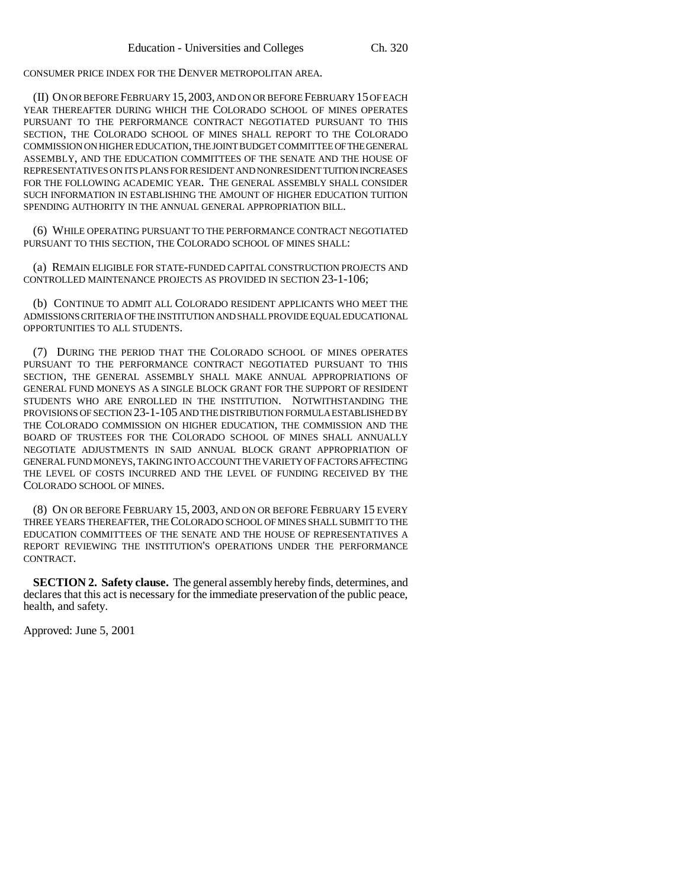CONSUMER PRICE INDEX FOR THE DENVER METROPOLITAN AREA.

(II) ON OR BEFORE FEBRUARY 15, 2003, AND ON OR BEFORE FEBRUARY 15 OF EACH YEAR THEREAFTER DURING WHICH THE COLORADO SCHOOL OF MINES OPERATES PURSUANT TO THE PERFORMANCE CONTRACT NEGOTIATED PURSUANT TO THIS SECTION, THE COLORADO SCHOOL OF MINES SHALL REPORT TO THE COLORADO COMMISSION ON HIGHER EDUCATION, THE JOINT BUDGET COMMITTEE OF THE GENERAL ASSEMBLY, AND THE EDUCATION COMMITTEES OF THE SENATE AND THE HOUSE OF REPRESENTATIVES ON ITS PLANS FOR RESIDENT AND NONRESIDENT TUITION INCREASES FOR THE FOLLOWING ACADEMIC YEAR. THE GENERAL ASSEMBLY SHALL CONSIDER SUCH INFORMATION IN ESTABLISHING THE AMOUNT OF HIGHER EDUCATION TUITION SPENDING AUTHORITY IN THE ANNUAL GENERAL APPROPRIATION BILL.

(6) WHILE OPERATING PURSUANT TO THE PERFORMANCE CONTRACT NEGOTIATED PURSUANT TO THIS SECTION, THE COLORADO SCHOOL OF MINES SHALL:

(a) REMAIN ELIGIBLE FOR STATE-FUNDED CAPITAL CONSTRUCTION PROJECTS AND CONTROLLED MAINTENANCE PROJECTS AS PROVIDED IN SECTION 23-1-106;

(b) CONTINUE TO ADMIT ALL COLORADO RESIDENT APPLICANTS WHO MEET THE ADMISSIONS CRITERIA OF THE INSTITUTION AND SHALL PROVIDE EQUAL EDUCATIONAL OPPORTUNITIES TO ALL STUDENTS.

(7) DURING THE PERIOD THAT THE COLORADO SCHOOL OF MINES OPERATES PURSUANT TO THE PERFORMANCE CONTRACT NEGOTIATED PURSUANT TO THIS SECTION, THE GENERAL ASSEMBLY SHALL MAKE ANNUAL APPROPRIATIONS OF GENERAL FUND MONEYS AS A SINGLE BLOCK GRANT FOR THE SUPPORT OF RESIDENT STUDENTS WHO ARE ENROLLED IN THE INSTITUTION. NOTWITHSTANDING THE PROVISIONS OF SECTION 23-1-105 AND THE DISTRIBUTION FORMULA ESTABLISHED BY THE COLORADO COMMISSION ON HIGHER EDUCATION, THE COMMISSION AND THE BOARD OF TRUSTEES FOR THE COLORADO SCHOOL OF MINES SHALL ANNUALLY NEGOTIATE ADJUSTMENTS IN SAID ANNUAL BLOCK GRANT APPROPRIATION OF GENERAL FUND MONEYS, TAKING INTO ACCOUNT THE VARIETY OF FACTORS AFFECTING THE LEVEL OF COSTS INCURRED AND THE LEVEL OF FUNDING RECEIVED BY THE COLORADO SCHOOL OF MINES.

(8) ON OR BEFORE FEBRUARY 15, 2003, AND ON OR BEFORE FEBRUARY 15 EVERY THREE YEARS THEREAFTER, THE COLORADO SCHOOL OF MINES SHALL SUBMIT TO THE EDUCATION COMMITTEES OF THE SENATE AND THE HOUSE OF REPRESENTATIVES A REPORT REVIEWING THE INSTITUTION'S OPERATIONS UNDER THE PERFORMANCE CONTRACT.

**SECTION 2. Safety clause.** The general assembly hereby finds, determines, and declares that this act is necessary for the immediate preservation of the public peace, health, and safety.

Approved: June 5, 2001